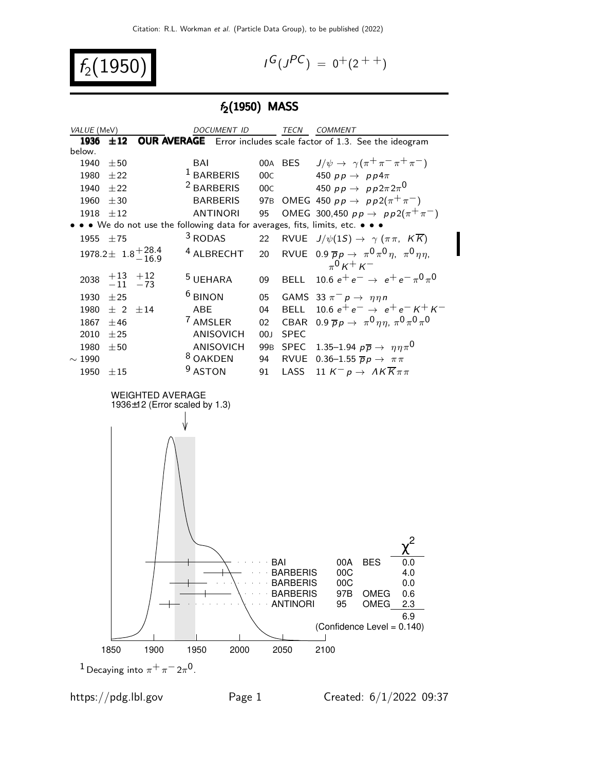# $f_2(1950)$

$I^G(J^{PC}) = 0^+(2^{++})$

## $f_2(1950)$ MASS

| VALUE (MeV) | DOCUMENT ID | | TECN | COMMENT |
|---|---|---|---|---|
| **1936 ±12 OUR AVERAGE** | Error includes scale factor of 1.3. See the ideogram below. | | | |
| 1940 ±50 | BAI | 00A | BES | $J/\psi \to \gamma(\pi^+\pi^-\pi^+\pi^-)$ |
| 1980 ±22 | [1] BARBERIS | 00C | | 450 $pp \to pp4\pi$ |
| 1940 ±22 | [2] BARBERIS | 00C | | 450 $pp \to pp2\pi 2\pi^0$ |
| 1960 ±30 | BARBERIS | 97B | OMEG | 450 $pp \to pp2(\pi^+\pi^-)$ |
| 1918 ±12 | ANTINORI | 95 | OMEG | 300,450 $pp \to pp2(\pi^+\pi^-)$ |
| • • • We do not use the following data for averages, fits, limits, etc. • • • | | | | |
| 1955 ±75 | [3] RODAS | 22 | RVUE | $J/\psi(1S) \to \gamma(\pi\pi, K\overline{K})$ |
| $1978.2 \pm 1.8^{+28.4}_{-16.9}$ | [4] ALBRECHT | 20 | RVUE | 0.9 $\overline{p}p \to \pi^0\pi^0\eta$, $\pi^0\eta\eta$, $\pi^0K^+K^-$ |
| $2038 \; ^{+13}_{-11} \; ^{+12}_{-73}$ | [5] UEHARA | 09 | BELL | 10.6 $e^+e^- \to e^+e^-\pi^0\pi^0$ |
| 1930 ±25 | [6] BINON | 05 | GAMS | 33 $\pi^-p \to \eta\eta n$ |
| 1980 ± 2 ±14 | ABE | 04 | BELL | 10.6 $e^+e^- \to e^+e^-K^+K^-$ |
| 1867 ±46 | [7] AMSLER | 02 | CBAR | 0.9 $\overline{p}p \to \pi^0\eta\eta$, $\pi^0\pi^0\pi^0$ |
| 2010 ±25 | ANISOVICH | 00J | SPEC | |
| 1980 ±50 | ANISOVICH | 99B | SPEC | 1.35–1.94 $p\overline{p} \to \eta\eta\pi^0$ |
| ~ 1990 | [8] OAKDEN | 94 | RVUE | 0.36–1.55 $\overline{p}p \to \pi\pi$ |
| 1950 ±15 | [9] ASTON | 91 | LASS | 11 $K^-p \to \Lambda K\overline{K}\pi\pi$ |

WEIGHTED AVERAGE
1936±12 (Error scaled by 1.3)

| | | | $\chi^2$ |
|---|---|---|---|
| BAI | 00A | BES | 0.0 |
| BARBERIS | 00C | | 4.0 |
| BARBERIS | 00C | | 0.0 |
| BARBERIS | 97B | OMEG | 0.6 |
| ANTINORI | 95 | OMEG | 2.3 |
| | | | 6.9 |

(Confidence Level = 0.140)

1850 1900 1950 2000 2050 2100

[1] Decaying into $\pi^+\pi^-2\pi^0$.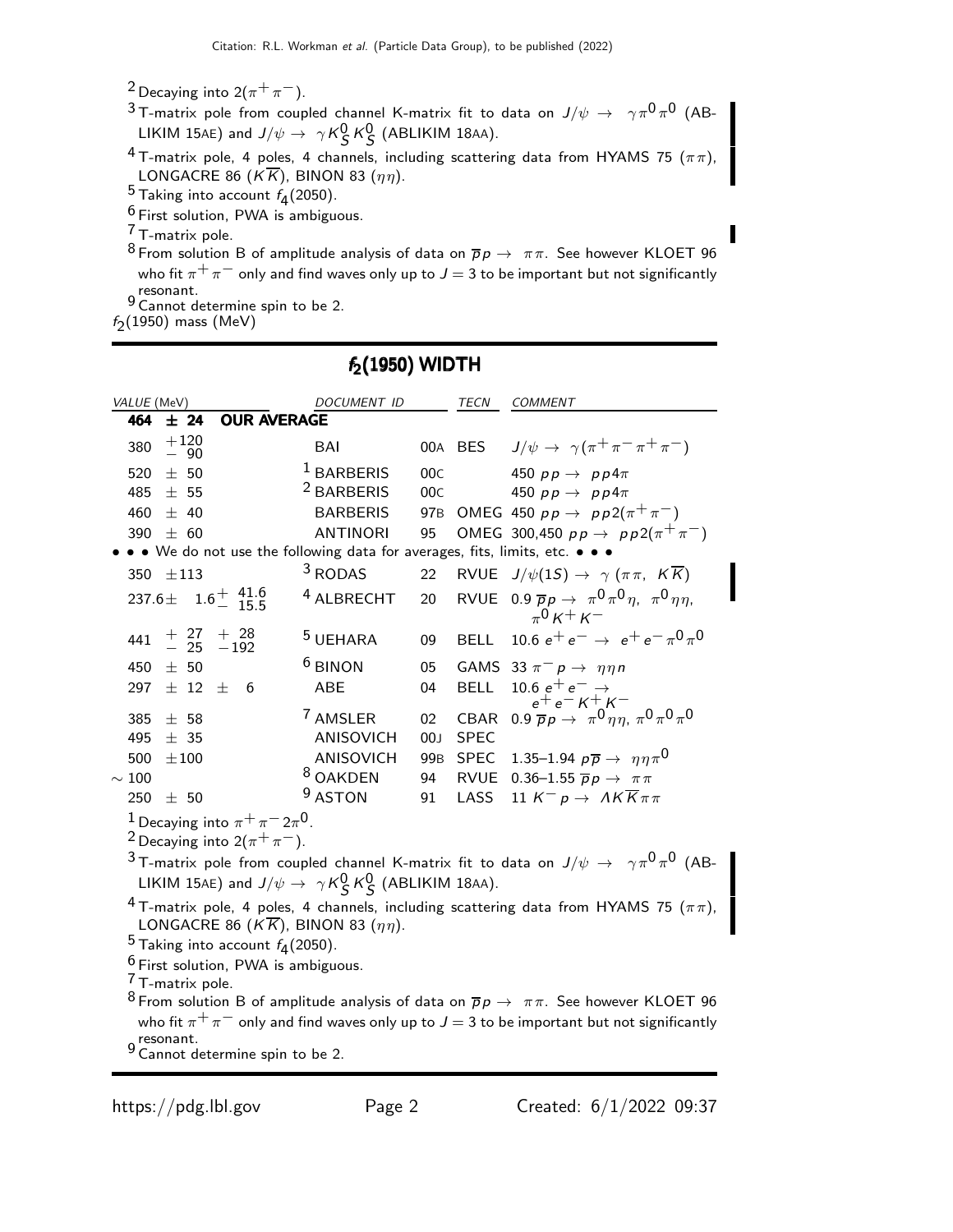[2] Decaying into $2(\pi^+\pi^-)$.

[3] T-matrix pole from coupled channel K-matrix fit to data on $J/\psi \to \gamma\pi^0\pi^0$ (ABLIKIM 15AE) and $J/\psi \to \gamma K^0_S K^0_S$ (ABLIKIM 18AA).

[4] T-matrix pole, 4 poles, 4 channels, including scattering data from HYAMS 75 ($\pi\pi$), LONGACRE 86 ($K\overline{K}$), BINON 83 ($\eta\eta$).

[5] Taking into account $f_4(2050)$.

[6] First solution, PWA is ambiguous.

[7] T-matrix pole.

[8] From solution B of amplitude analysis of data on $\overline{p}p \to \pi\pi$. See however KLOET 96 who fit $\pi^+\pi^-$ only and find waves only up to $J = 3$ to be important but not significantly resonant.

[9] Cannot determine spin to be 2.

$f_2(1950)$ mass (MeV)

## $f_2(1950)$ WIDTH

| VALUE (MeV) | DOCUMENT ID | | TECN | COMMENT |
|---|---|---|---|---|
| **464 ± 24 OUR AVERAGE** | | | | |
| $380\ ^{+120}_{-\ 90}$ | BAI | 00A | BES | $J/\psi \to \gamma(\pi^+\pi^-\pi^+\pi^-)$ |
| $520 \pm 50$ | [1] BARBERIS | 00C | | 450 $pp \to pp4\pi$ |
| $485 \pm 55$ | [2] BARBERIS | 00C | | 450 $pp \to pp4\pi$ |
| $460 \pm 40$ | BARBERIS | 97B | OMEG | 450 $pp \to pp2(\pi^+\pi^-)$ |
| $390 \pm 60$ | ANTINORI | 95 | OMEG | 300,450 $pp \to pp2(\pi^+\pi^-)$ |
| • • • We do not use the following data for averages, fits, limits, etc. • • • | | | | |
| $350 \pm 113$ | [3] RODAS | 22 | RVUE | $J/\psi(1S) \to \gamma\ (\pi\pi,\ K\overline{K})$ |
| $237.6 \pm 1.6\ ^{+\ 41.6}_{-\ 15.5}$ | [4] ALBRECHT | 20 | RVUE | 0.9 $\overline{p}p \to \pi^0\pi^0\eta,\ \pi^0\eta\eta,\ \pi^0 K^+K^-$ |
| $441\ ^{+\ 27}_{-\ 25}\ ^{+\ 28}_{-192}$ | [5] UEHARA | 09 | BELL | 10.6 $e^+e^- \to e^+e^-\pi^0\pi^0$ |
| $450 \pm 50$ | [6] BINON | 05 | GAMS | 33 $\pi^- p \to \eta\eta n$ |
| $297 \pm 12 \pm 6$ | ABE | 04 | BELL | 10.6 $e^+e^- \to e^+e^-K^+K^-$ |
| $385 \pm 58$ | [7] AMSLER | 02 | CBAR | 0.9 $\overline{p}p \to \pi^0\eta\eta,\ \pi^0\pi^0\pi^0$ |
| $495 \pm 35$ | ANISOVICH | 00J | SPEC | |
| $500 \pm 100$ | ANISOVICH | 99B | SPEC | 1.35–1.94 $p\overline{p} \to \eta\eta\pi^0$ |
| $\sim 100$ | [8] OAKDEN | 94 | RVUE | 0.36–1.55 $\overline{p}p \to \pi\pi$ |
| $250 \pm 50$ | [9] ASTON | 91 | LASS | 11 $K^- p \to \Lambda K\overline{K}\pi\pi$ |

[1] Decaying into $\pi^+\pi^-2\pi^0$.

[2] Decaying into $2(\pi^+\pi^-)$.

[3] T-matrix pole from coupled channel K-matrix fit to data on $J/\psi \to \gamma\pi^0\pi^0$ (ABLIKIM 15AE) and $J/\psi \to \gamma K^0_S K^0_S$ (ABLIKIM 18AA).

[4] T-matrix pole, 4 poles, 4 channels, including scattering data from HYAMS 75 ($\pi\pi$), LONGACRE 86 ($K\overline{K}$), BINON 83 ($\eta\eta$).

[5] Taking into account $f_4(2050)$.

[6] First solution, PWA is ambiguous.

[7] T-matrix pole.

[8] From solution B of amplitude analysis of data on $\overline{p}p \to \pi\pi$. See however KLOET 96 who fit $\pi^+\pi^-$ only and find waves only up to $J = 3$ to be important but not significantly resonant.

[9] Cannot determine spin to be 2.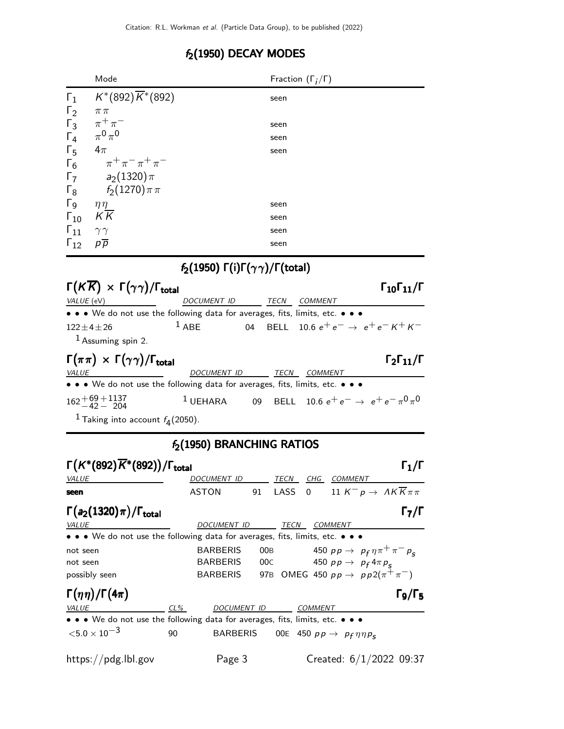## $f_2(1950)$ DECAY MODES

| | Mode | Fraction ($\Gamma_i/\Gamma$) |
|---|---|---|
| $\Gamma_1$ | $K^*(892)\overline{K}^*(892)$ | seen |
| $\Gamma_2$ | $\pi\pi$ | |
| $\Gamma_3$ | $\pi^+\pi^-$ | seen |
| $\Gamma_4$ | $\pi^0\pi^0$ | seen |
| $\Gamma_5$ | $4\pi$ | seen |
| $\Gamma_6$ | $\pi^+\pi^-\pi^+\pi^-$ | |
| $\Gamma_7$ | $a_2(1320)\pi$ | |
| $\Gamma_8$ | $f_2(1270)\pi\pi$ | |
| $\Gamma_9$ | $\eta\eta$ | seen |
| $\Gamma_{10}$ | $K\overline{K}$ | seen |
| $\Gamma_{11}$ | $\gamma\gamma$ | seen |
| $\Gamma_{12}$ | $p\overline{p}$ | seen |

## $f_2(1950)$ $\Gamma(i)\Gamma(\gamma\gamma)/\Gamma(\text{total})$

### $\Gamma(K\overline{K}) \times \Gamma(\gamma\gamma)/\Gamma_{\text{total}}$ — $\Gamma_{10}\Gamma_{11}/\Gamma$

| VALUE (eV) | DOCUMENT ID | | TECN | COMMENT |
|---|---|---|---|---|
| • • • We do not use the following data for averages, fits, limits, etc. • • • | | | | |
| $122\pm4\pm26$ | [1] ABE | 04 | BELL | 10.6 $e^+e^- \to e^+e^-K^+K^-$ |

[1] Assuming spin 2.

### $\Gamma(\pi\pi) \times \Gamma(\gamma\gamma)/\Gamma_{\text{total}}$ — $\Gamma_2\Gamma_{11}/\Gamma$

| VALUE | DOCUMENT ID | | TECN | COMMENT |
|---|---|---|---|---|
| • • • We do not use the following data for averages, fits, limits, etc. • • • | | | | |
| $162^{+69}_{-42}{}^{+1137}_{-204}$ | [1] UEHARA | 09 | BELL | 10.6 $e^+e^- \to e^+e^-\pi^0\pi^0$ |

[1] Taking into account $f_4(2050)$.

## $f_2(1950)$ BRANCHING RATIOS

### $\Gamma(K^*(892)\overline{K}^*(892))/\Gamma_{\text{total}}$ — $\Gamma_1/\Gamma$

| VALUE | DOCUMENT ID | | TECN | CHG | COMMENT |
|---|---|---|---|---|---|
| **seen** | ASTON | 91 | LASS | 0 | 11 $K^-p \to \Lambda K\overline{K}\pi\pi$ |

### $\Gamma(a_2(1320)\pi)/\Gamma_{\text{total}}$ — $\Gamma_7/\Gamma$

| VALUE | DOCUMENT ID | | TECN | COMMENT |
|---|---|---|---|---|
| • • • We do not use the following data for averages, fits, limits, etc. • • • | | | | |
| not seen | BARBERIS | 00B | | 450 $pp \to p_f\eta\pi^+\pi^-p_s$ |
| not seen | BARBERIS | 00C | | 450 $pp \to p_f4\pi p_s$ |
| possibly seen | BARBERIS | 97B | OMEG | 450 $pp \to pp2(\pi^+\pi^-)$ |

### $\Gamma(\eta\eta)/\Gamma(4\pi)$ — $\Gamma_9/\Gamma_5$

| VALUE | CL% | DOCUMENT ID | | COMMENT |
|---|---|---|---|---|
| • • • We do not use the following data for averages, fits, limits, etc. • • • | | | | |
| $<5.0\times10^{-3}$ | 90 | BARBERIS | 00E | 450 $pp \to p_f\eta\eta p_s$ |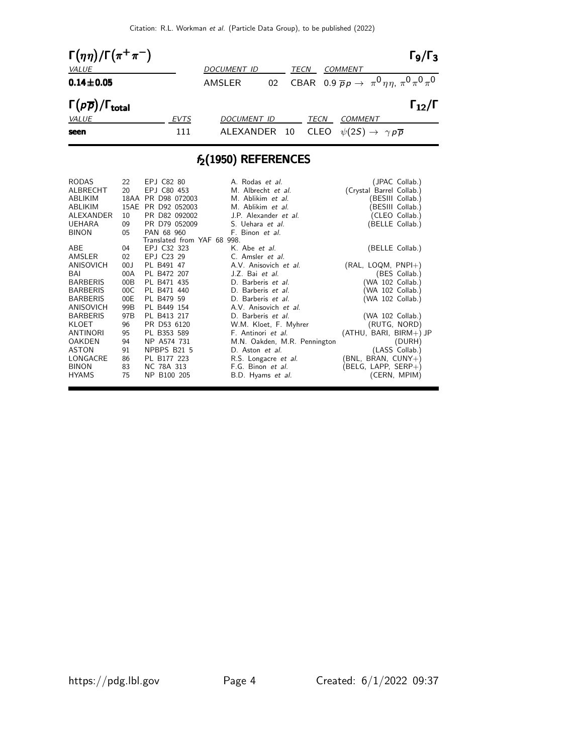### $\Gamma(\eta\eta)/\Gamma(\pi^+\pi^-)$ — $\Gamma_9/\Gamma_3$

| VALUE | DOCUMENT ID | | TECN | COMMENT |
|---|---|---|---|---|
| **0.14±0.05** | AMSLER | 02 | CBAR | 0.9 $\overline{p}p \to \pi^0\eta\eta, \pi^0\pi^0\pi^0$ |

### $\Gamma(p\overline{p})/\Gamma_{\text{total}}$ — $\Gamma_{12}/\Gamma$

| VALUE | EVTS | DOCUMENT ID | | TECN | COMMENT |
|---|---|---|---|---|---|
| **seen** | 111 | ALEXANDER | 10 | CLEO | $\psi(2S) \to \gamma p\overline{p}$ |

## $f_2(1950)$ REFERENCES

| | | | | |
|---|---|---|---|---|
| RODAS | 22 | EPJ C82 80 | A. Rodas *et al.* | (JPAC Collab.) |
| ALBRECHT | 20 | EPJ C80 453 | M. Albrecht *et al.* | (Crystal Barrel Collab.) |
| ABLIKIM | 18AA | PR D98 072003 | M. Ablikim *et al.* | (BESIII Collab.) |
| ABLIKIM | 15AE | PR D92 052003 | M. Ablikim *et al.* | (BESIII Collab.) |
| ALEXANDER | 10 | PR D82 092002 | J.P. Alexander *et al.* | (CLEO Collab.) |
| UEHARA | 09 | PR D79 052009 | S. Uehara *et al.* | (BELLE Collab.) |
| BINON | 05 | PAN 68 960 | F. Binon *et al.* | |
| | | Translated from YAF 68 998. | | |
| ABE | 04 | EPJ C32 323 | K. Abe *et al.* | (BELLE Collab.) |
| AMSLER | 02 | EPJ C23 29 | C. Amsler *et al.* | |
| ANISOVICH | 00J | PL B491 47 | A.V. Anisovich *et al.* | (RAL, LOQM, PNPI+) |
| BAI | 00A | PL B472 207 | J.Z. Bai *et al.* | (BES Collab.) |
| BARBERIS | 00B | PL B471 435 | D. Barberis *et al.* | (WA 102 Collab.) |
| BARBERIS | 00C | PL B471 440 | D. Barberis *et al.* | (WA 102 Collab.) |
| BARBERIS | 00E | PL B479 59 | D. Barberis *et al.* | (WA 102 Collab.) |
| ANISOVICH | 99B | PL B449 154 | A.V. Anisovich *et al.* | |
| BARBERIS | 97B | PL B413 217 | D. Barberis *et al.* | (WA 102 Collab.) |
| KLOET | 96 | PR D53 6120 | W.M. Kloet, F. Myhrer | (RUTG, NORD) |
| ANTINORI | 95 | PL B353 589 | F. Antinori *et al.* | (ATHU, BARI, BIRM+) JP |
| OAKDEN | 94 | NP A574 731 | M.N. Oakden, M.R. Pennington | (DURH) |
| ASTON | 91 | NPBPS B21 5 | D. Aston *et al.* | (LASS Collab.) |
| LONGACRE | 86 | PL B177 223 | R.S. Longacre *et al.* | (BNL, BRAN, CUNY+) |
| BINON | 83 | NC 78A 313 | F.G. Binon *et al.* | (BELG, LAPP, SERP+) |
| HYAMS | 75 | NP B100 205 | B.D. Hyams *et al.* | (CERN, MPIM) |